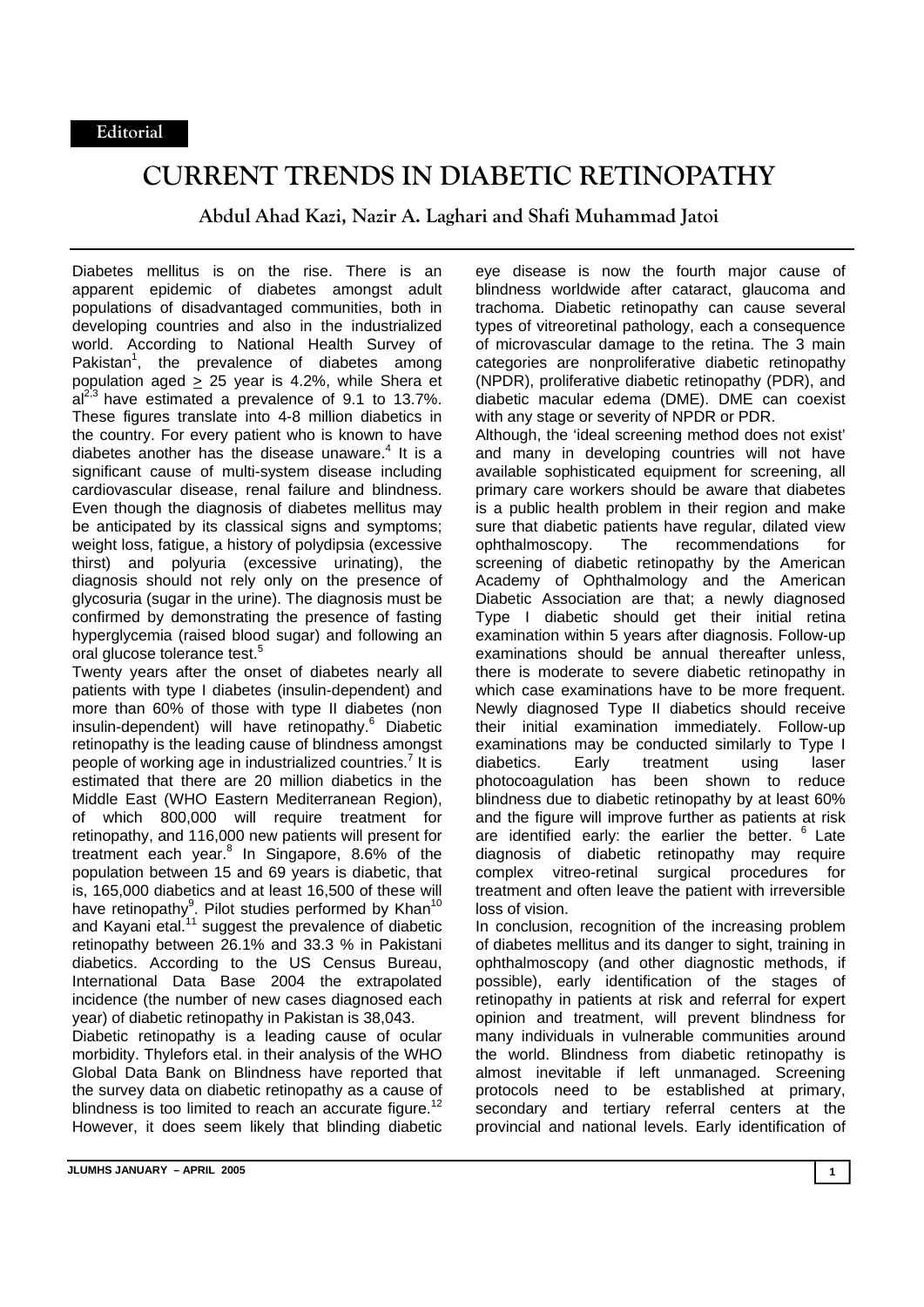Editorial

# CURRENT TRENDS IN DIABETIC RETINOPATHY

**Abdul Ahad Kazi, Nazir A. Laghari and Shafi Muhammad Jatoi**

Diabetes mellitus is on the rise. There is an apparent epidemic of diabetes amongst adult populations of disadvantaged communities, both in developing countries and also in the industrialized world. According to National Health Survey of Pakistan[1], the prevalence of diabetes among population aged ≥ 25 year is 4.2%, while Shera et al[2,3] have estimated a prevalence of 9.1 to 13.7%. These figures translate into 4-8 million diabetics in the country. For every patient who is known to have diabetes another has the disease unaware.[4] It is a significant cause of multi-system disease including cardiovascular disease, renal failure and blindness. Even though the diagnosis of diabetes mellitus may be anticipated by its classical signs and symptoms; weight loss, fatigue, a history of polydipsia (excessive thirst) and polyuria (excessive urinating), the diagnosis should not rely only on the presence of glycosuria (sugar in the urine). The diagnosis must be confirmed by demonstrating the presence of fasting hyperglycemia (raised blood sugar) and following an oral glucose tolerance test.[5]

Twenty years after the onset of diabetes nearly all patients with type I diabetes (insulin-dependent) and more than 60% of those with type II diabetes (non insulin-dependent) will have retinopathy.[6] Diabetic retinopathy is the leading cause of blindness amongst people of working age in industrialized countries.[7] It is estimated that there are 20 million diabetics in the Middle East (WHO Eastern Mediterranean Region), of which 800,000 will require treatment for retinopathy, and 116,000 new patients will present for treatment each year.[8] In Singapore, 8.6% of the population between 15 and 69 years is diabetic, that is, 165,000 diabetics and at least 16,500 of these will have retinopathy[9]. Pilot studies performed by Khan[10] and Kayani etal.[11] suggest the prevalence of diabetic retinopathy between 26.1% and 33.3 % in Pakistani diabetics. According to the US Census Bureau, International Data Base 2004 the extrapolated incidence (the number of new cases diagnosed each year) of diabetic retinopathy in Pakistan is 38,043.

Diabetic retinopathy is a leading cause of ocular morbidity. Thylefors etal. in their analysis of the WHO Global Data Bank on Blindness have reported that the survey data on diabetic retinopathy as a cause of blindness is too limited to reach an accurate figure.[12] However, it does seem likely that blinding diabetic eye disease is now the fourth major cause of blindness worldwide after cataract, glaucoma and trachoma. Diabetic retinopathy can cause several types of vitreoretinal pathology, each a consequence of microvascular damage to the retina. The 3 main categories are nonproliferative diabetic retinopathy (NPDR), proliferative diabetic retinopathy (PDR), and diabetic macular edema (DME). DME can coexist with any stage or severity of NPDR or PDR.

Although, the 'ideal screening method does not exist' and many in developing countries will not have available sophisticated equipment for screening, all primary care workers should be aware that diabetes is a public health problem in their region and make sure that diabetic patients have regular, dilated view ophthalmoscopy. The recommendations for screening of diabetic retinopathy by the American Academy of Ophthalmology and the American Diabetic Association are that; a newly diagnosed Type I diabetic should get their initial retina examination within 5 years after diagnosis. Follow-up examinations should be annual thereafter unless, there is moderate to severe diabetic retinopathy in which case examinations have to be more frequent. Newly diagnosed Type II diabetics should receive their initial examination immediately. Follow-up examinations may be conducted similarly to Type I diabetics. Early treatment using laser photocoagulation has been shown to reduce blindness due to diabetic retinopathy by at least 60% and the figure will improve further as patients at risk are identified early: the earlier the better.[6] Late diagnosis of diabetic retinopathy may require complex vitreo-retinal surgical procedures for treatment and often leave the patient with irreversible loss of vision.

In conclusion, recognition of the increasing problem of diabetes mellitus and its danger to sight, training in ophthalmoscopy (and other diagnostic methods, if possible), early identification of the stages of retinopathy in patients at risk and referral for expert opinion and treatment, will prevent blindness for many individuals in vulnerable communities around the world. Blindness from diabetic retinopathy is almost inevitable if left unmanaged. Screening protocols need to be established at primary, secondary and tertiary referral centers at the provincial and national levels. Early identification of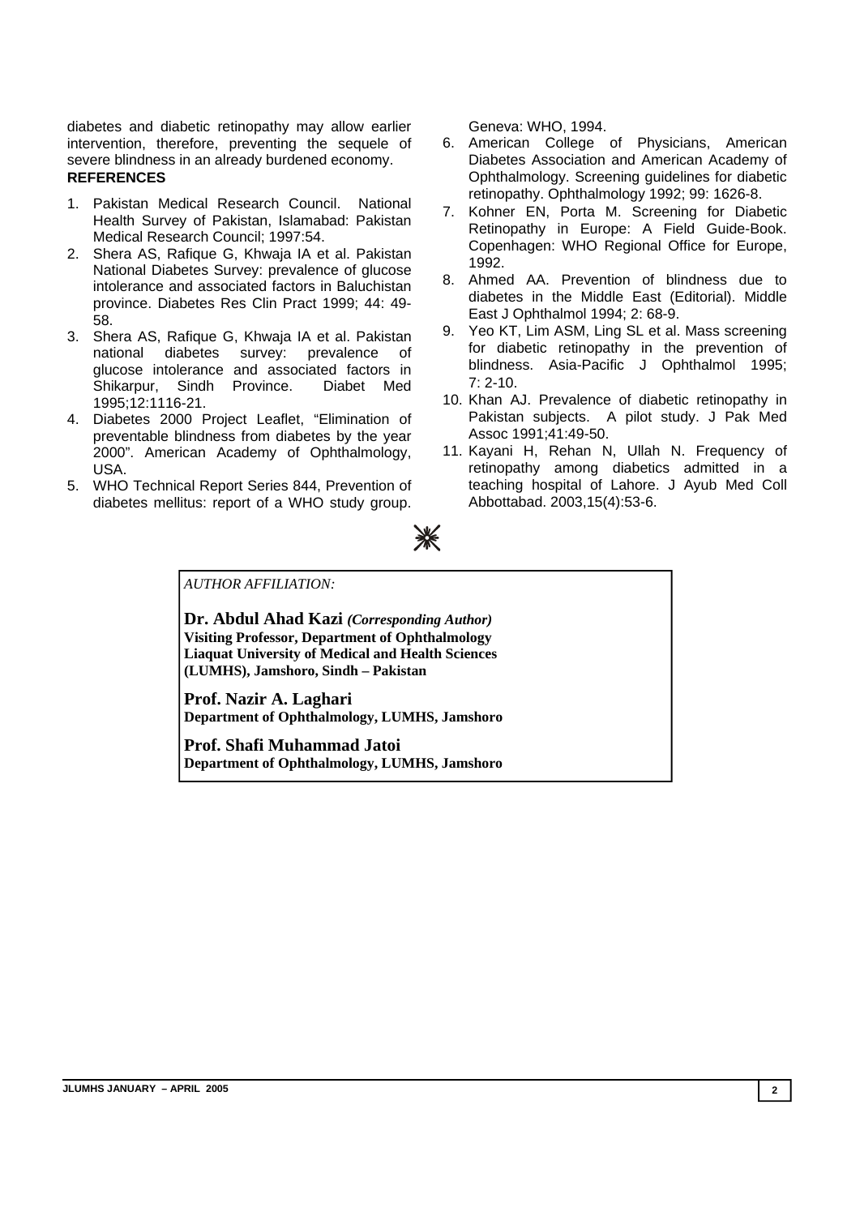diabetes and diabetic retinopathy may allow earlier intervention, therefore, preventing the sequele of severe blindness in an already burdened economy.

**REFERENCES**

1. Pakistan Medical Research Council. National Health Survey of Pakistan, Islamabad: Pakistan Medical Research Council; 1997:54.
2. Shera AS, Rafique G, Khwaja IA et al. Pakistan National Diabetes Survey: prevalence of glucose intolerance and associated factors in Baluchistan province. Diabetes Res Clin Pract 1999; 44: 49-58.
3. Shera AS, Rafique G, Khwaja IA et al. Pakistan national diabetes survey: prevalence of glucose intolerance and associated factors in Shikarpur, Sindh Province. Diabet Med 1995;12:1116-21.
4. Diabetes 2000 Project Leaflet, "Elimination of preventable blindness from diabetes by the year 2000". American Academy of Ophthalmology, USA.
5. WHO Technical Report Series 844, Prevention of diabetes mellitus: report of a WHO study group. Geneva: WHO, 1994.
6. American College of Physicians, American Diabetes Association and American Academy of Ophthalmology. Screening guidelines for diabetic retinopathy. Ophthalmology 1992; 99: 1626-8.
7. Kohner EN, Porta M. Screening for Diabetic Retinopathy in Europe: A Field Guide-Book. Copenhagen: WHO Regional Office for Europe, 1992.
8. Ahmed AA. Prevention of blindness due to diabetes in the Middle East (Editorial). Middle East J Ophthalmol 1994; 2: 68-9.
9. Yeo KT, Lim ASM, Ling SL et al. Mass screening for diabetic retinopathy in the prevention of blindness. Asia-Pacific J Ophthalmol 1995; 7: 2-10.
10. Khan AJ. Prevalence of diabetic retinopathy in Pakistan subjects. A pilot study. J Pak Med Assoc 1991;41:49-50.
11. Kayani H, Rehan N, Ullah N. Frequency of retinopathy among diabetics admitted in a teaching hospital of Lahore. J Ayub Med Coll Abbottabad. 2003,15(4):53-6.

*AUTHOR AFFILIATION:*

**Dr. Abdul Ahad Kazi** ***(Corresponding Author)***
**Visiting Professor, Department of Ophthalmology**
**Liaquat University of Medical and Health Sciences**
**(LUMHS), Jamshoro, Sindh – Pakistan**

**Prof. Nazir A. Laghari**
**Department of Ophthalmology, LUMHS, Jamshoro**

**Prof. Shafi Muhammad Jatoi**
**Department of Ophthalmology, LUMHS, Jamshoro**